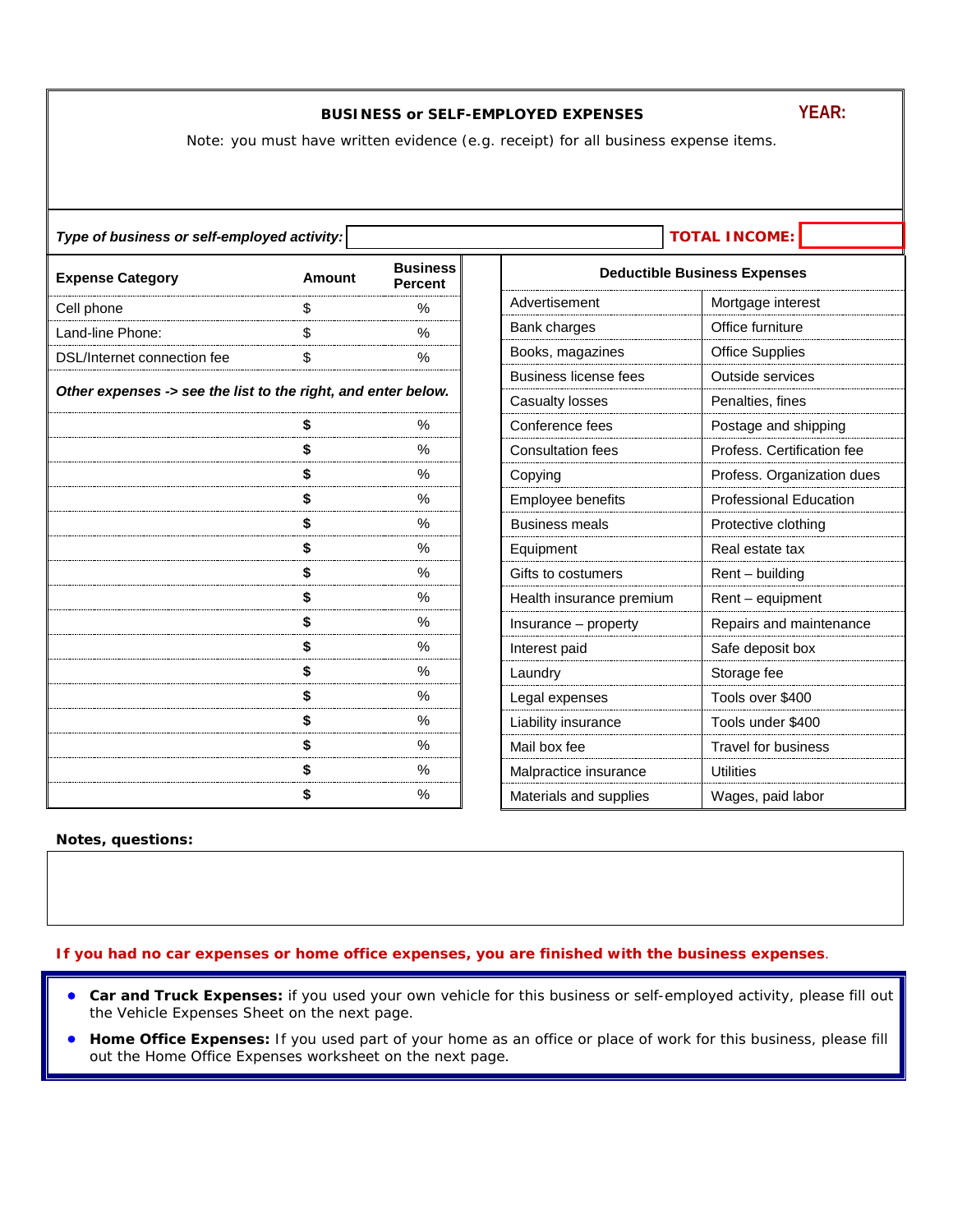**BUSINESS or SELF-EMPLOYED EXPENSES** **YEAR:**

Note: you must have written evidence (e.g. receipt) for all business expense items.

***Type of business or self-employed activity:*** ______ **TOTAL INCOME:** ______

| Expense Category | Amount | Business Percent |
|---|---|---|
| Cell phone | $ | % |
| Land-line Phone: | $ | % |
| DSL/Internet connection fee | $ | % |
| ***Other expenses -> see the list to the right, and enter below.*** | | |
| | **$** | % |
| | **$** | % |
| | **$** | % |
| | **$** | % |
| | **$** | % |
| | **$** | % |
| | **$** | % |
| | **$** | % |
| | **$** | % |
| | **$** | % |
| | **$** | % |
| | **$** | % |
| | **$** | % |
| | **$** | % |
| | **$** | % |
| | **$** | % |

| **Deductible Business Expenses** | |
|---|---|
| Advertisement | Mortgage interest |
| Bank charges | Office furniture |
| Books, magazines | Office Supplies |
| Business license fees | Outside services |
| Casualty losses | Penalties, fines |
| Conference fees | Postage and shipping |
| Consultation fees | Profess. Certification fee |
| Copying | Profess. Organization dues |
| Employee benefits | Professional Education |
| Business meals | Protective clothing |
| Equipment | Real estate tax |
| Gifts to costumers | Rent – building |
| Health insurance premium | Rent – equipment |
| Insurance – property | Repairs and maintenance |
| Interest paid | Safe deposit box |
| Laundry | Storage fee |
| Legal expenses | Tools over $400 |
| Liability insurance | Tools under $400 |
| Mail box fee | Travel for business |
| Malpractice insurance | Utilities |
| Materials and supplies | Wages, paid labor |

**Notes, questions:**

**If you had no car expenses or home office expenses, you are finished with the business expenses**.

- **Car and Truck Expenses:** if you used your own vehicle for this business or self-employed activity, please fill out the Vehicle Expenses Sheet on the next page.
- **Home Office Expenses:** If you used part of your home as an office or place of work for this business, please fill out the Home Office Expenses worksheet on the next page.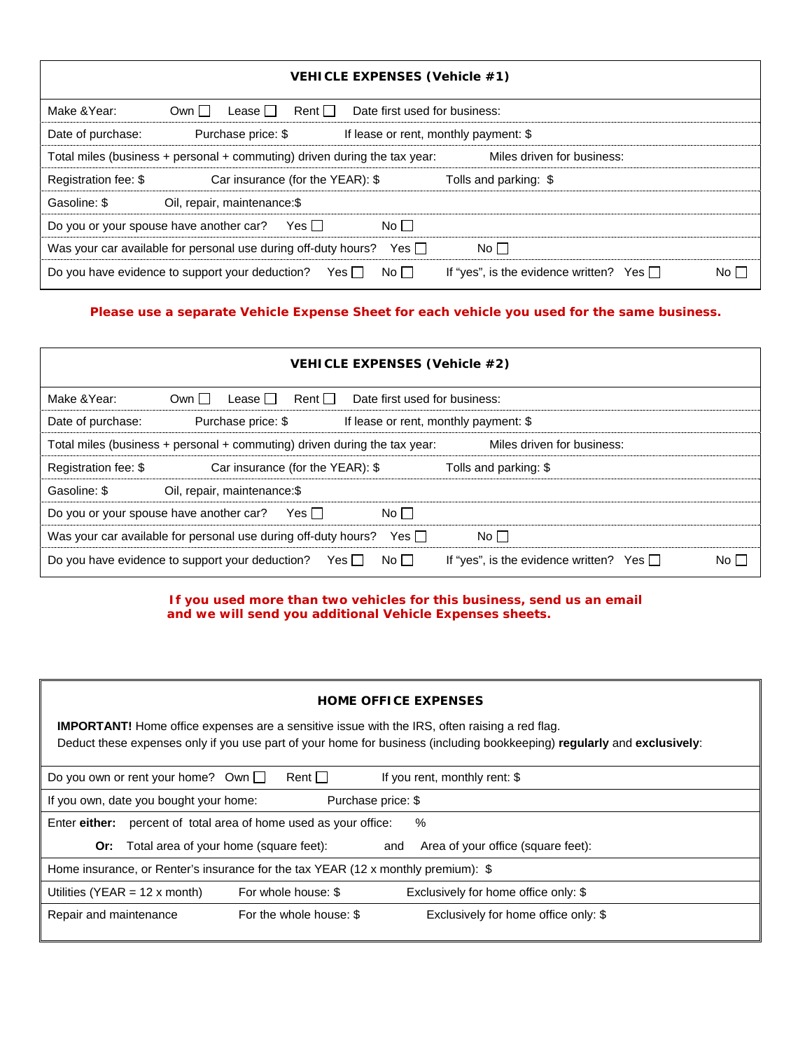| VEHICLE EXPENSES (Vehicle #1) | | | |
|---|---|---|---|
| Make &Year: | Own ☐ Lease ☐ Rent ☐ | Date first used for business: | |
| Date of purchase: | Purchase price: $ | If lease or rent, monthly payment: $ | |
| Total miles (business + personal + commuting) driven during the tax year: | | Miles driven for business: | |
| Registration fee: $ | Car insurance (for the YEAR): $ | Tolls and parking: $ | |
| Gasoline: $ | Oil, repair, maintenance:$ | | |
| Do you or your spouse have another car? | Yes ☐ | No ☐ | |
| Was your car available for personal use during off-duty hours? | Yes ☐ | No ☐ | |
| Do you have evidence to support your deduction? | Yes ☐ No ☐ | If "yes", is the evidence written? Yes ☐ | No ☐ |

**Please use a separate Vehicle Expense Sheet for each vehicle you used for the same business.**

| VEHICLE EXPENSES (Vehicle #2) | | | |
|---|---|---|---|
| Make &Year: | Own ☐ Lease ☐ Rent ☐ | Date first used for business: | |
| Date of purchase: | Purchase price: $ | If lease or rent, monthly payment: $ | |
| Total miles (business + personal + commuting) driven during the tax year: | | Miles driven for business: | |
| Registration fee: $ | Car insurance (for the YEAR): $ | Tolls and parking: $ | |
| Gasoline: $ | Oil, repair, maintenance:$ | | |
| Do you or your spouse have another car? | Yes ☐ | No ☐ | |
| Was your car available for personal use during off-duty hours? | Yes ☐ | No ☐ | |
| Do you have evidence to support your deduction? | Yes ☐ No ☐ | If "yes", is the evidence written? Yes ☐ | No ☐ |

**If you used more than two vehicles for this business, send us an email and we will send you additional Vehicle Expenses sheets.**

## HOME OFFICE EXPENSES

**IMPORTANT!** Home office expenses are a sensitive issue with the IRS, often raising a red flag.
Deduct these expenses only if you use part of your home for business (including bookkeeping) **regularly** and **exclusively**:

| | | |
|---|---|---|
| Do you own or rent your home? Own ☐ Rent ☐ | If you rent, monthly rent: $ | |
| If you own, date you bought your home: | Purchase price: $ | |
| Enter **either:** percent of total area of home used as your office: % | | |
| **Or:** Total area of your home (square feet): | and Area of your office (square feet): | |
| Home insurance, or Renter's insurance for the tax YEAR (12 x monthly premium): $ | | |
| Utilities (YEAR = 12 x month) | For whole house: $ | Exclusively for home office only: $ |
| Repair and maintenance | For the whole house: $ | Exclusively for home office only: $ |